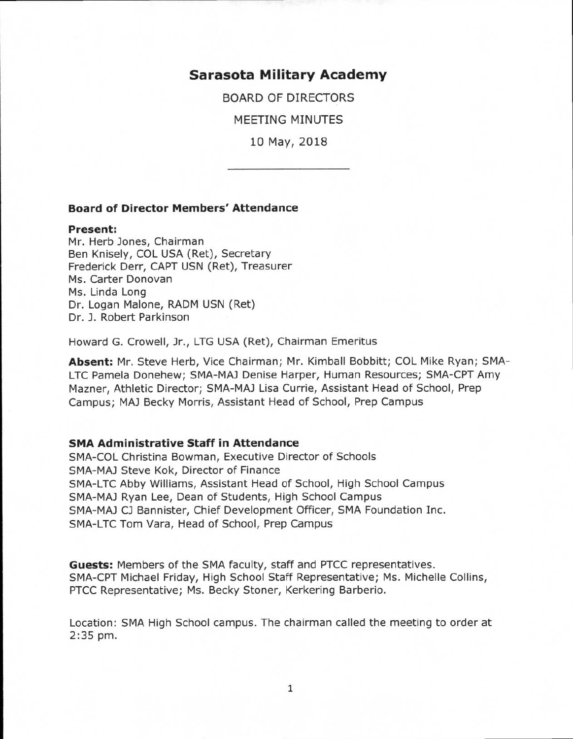# Sarasota Military Academy

BOARD OF DIRECTORS

MEETING MINUTES

10 May, 2018

---

### Board of Director Members' Attendance

**Present:**
Mr. Herb Jones, Chairman
Ben Knisely, COL USA (Ret), Secretary
Frederick Derr, CAPT USN (Ret), Treasurer
Ms. Carter Donovan
Ms. Linda Long
Dr. Logan Malone, RADM USN (Ret)
Dr. J. Robert Parkinson

Howard G. Crowell, Jr., LTG USA (Ret), Chairman Emeritus

**Absent:** Mr. Steve Herb, Vice Chairman; Mr. Kimball Bobbitt; COL Mike Ryan; SMA-LTC Pamela Donehew; SMA-MAJ Denise Harper, Human Resources; SMA-CPT Amy Mazner, Athletic Director; SMA-MAJ Lisa Currie, Assistant Head of School, Prep Campus; MAJ Becky Morris, Assistant Head of School, Prep Campus

### SMA Administrative Staff in Attendance

SMA-COL Christina Bowman, Executive Director of Schools
SMA-MAJ Steve Kok, Director of Finance
SMA-LTC Abby Williams, Assistant Head of School, High School Campus
SMA-MAJ Ryan Lee, Dean of Students, High School Campus
SMA-MAJ CJ Bannister, Chief Development Officer, SMA Foundation Inc.
SMA-LTC Tom Vara, Head of School, Prep Campus

**Guests:** Members of the SMA faculty, staff and PTCC representatives.
SMA-CPT Michael Friday, High School Staff Representative; Ms. Michelle Collins, PTCC Representative; Ms. Becky Stoner, Kerkering Barberio.

Location: SMA High School campus. The chairman called the meeting to order at 2:35 pm.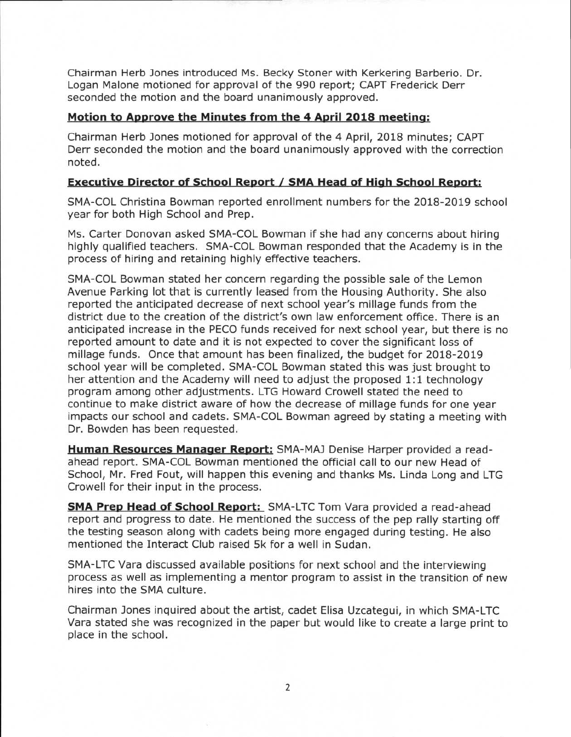Chairman Herb Jones introduced Ms. Becky Stoner with Kerkering Barberio. Dr. Logan Malone motioned for approval of the 990 report; CAPT Frederick Derr seconded the motion and the board unanimously approved.

**Motion to Approve the Minutes from the 4 April 2018 meeting:**

Chairman Herb Jones motioned for approval of the 4 April, 2018 minutes; CAPT Derr seconded the motion and the board unanimously approved with the correction noted.

**Executive Director of School Report / SMA Head of High School Report:**

SMA-COL Christina Bowman reported enrollment numbers for the 2018-2019 school year for both High School and Prep.

Ms. Carter Donovan asked SMA-COL Bowman if she had any concerns about hiring highly qualified teachers. SMA-COL Bowman responded that the Academy is in the process of hiring and retaining highly effective teachers.

SMA-COL Bowman stated her concern regarding the possible sale of the Lemon Avenue Parking lot that is currently leased from the Housing Authority. She also reported the anticipated decrease of next school year's millage funds from the district due to the creation of the district's own law enforcement office. There is an anticipated increase in the PECO funds received for next school year, but there is no reported amount to date and it is not expected to cover the significant loss of millage funds. Once that amount has been finalized, the budget for 2018-2019 school year will be completed. SMA-COL Bowman stated this was just brought to her attention and the Academy will need to adjust the proposed 1:1 technology program among other adjustments. LTG Howard Crowell stated the need to continue to make district aware of how the decrease of millage funds for one year impacts our school and cadets. SMA-COL Bowman agreed by stating a meeting with Dr. Bowden has been requested.

**Human Resources Manager Report:** SMA-MAJ Denise Harper provided a read-ahead report. SMA-COL Bowman mentioned the official call to our new Head of School, Mr. Fred Fout, will happen this evening and thanks Ms. Linda Long and LTG Crowell for their input in the process.

**SMA Prep Head of School Report:** SMA-LTC Tom Vara provided a read-ahead report and progress to date. He mentioned the success of the pep rally starting off the testing season along with cadets being more engaged during testing. He also mentioned the Interact Club raised 5k for a well in Sudan.

SMA-LTC Vara discussed available positions for next school and the interviewing process as well as implementing a mentor program to assist in the transition of new hires into the SMA culture.

Chairman Jones inquired about the artist, cadet Elisa Uzcategui, in which SMA-LTC Vara stated she was recognized in the paper but would like to create a large print to place in the school.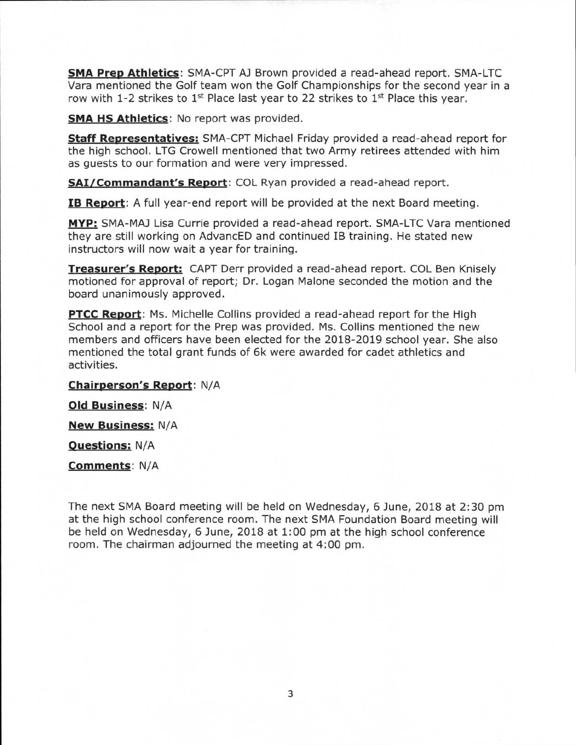**SMA Prep Athletics**: SMA-CPT AJ Brown provided a read-ahead report. SMA-LTC Vara mentioned the Golf team won the Golf Championships for the second year in a row with 1-2 strikes to 1st Place last year to 22 strikes to 1st Place this year.

**SMA HS Athletics**: No report was provided.

**Staff Representatives:** SMA-CPT Michael Friday provided a read-ahead report for the high school. LTG Crowell mentioned that two Army retirees attended with him as guests to our formation and were very impressed.

**SAI/Commandant's Report**: COL Ryan provided a read-ahead report.

**IB Report**: A full year-end report will be provided at the next Board meeting.

**MYP:** SMA-MAJ Lisa Currie provided a read-ahead report. SMA-LTC Vara mentioned they are still working on AdvancED and continued IB training. He stated new instructors will now wait a year for training.

**Treasurer's Report:** CAPT Derr provided a read-ahead report. COL Ben Knisely motioned for approval of report; Dr. Logan Malone seconded the motion and the board unanimously approved.

**PTCC Report**: Ms. Michelle Collins provided a read-ahead report for the High School and a report for the Prep was provided. Ms. Collins mentioned the new members and officers have been elected for the 2018-2019 school year. She also mentioned the total grant funds of 6k were awarded for cadet athletics and activities.

**Chairperson's Report**: N/A

**Old Business**: N/A

**New Business:** N/A

**Questions:** N/A

**Comments**: N/A

The next SMA Board meeting will be held on Wednesday, 6 June, 2018 at 2:30 pm at the high school conference room. The next SMA Foundation Board meeting will be held on Wednesday, 6 June, 2018 at 1:00 pm at the high school conference room. The chairman adjourned the meeting at 4:00 pm.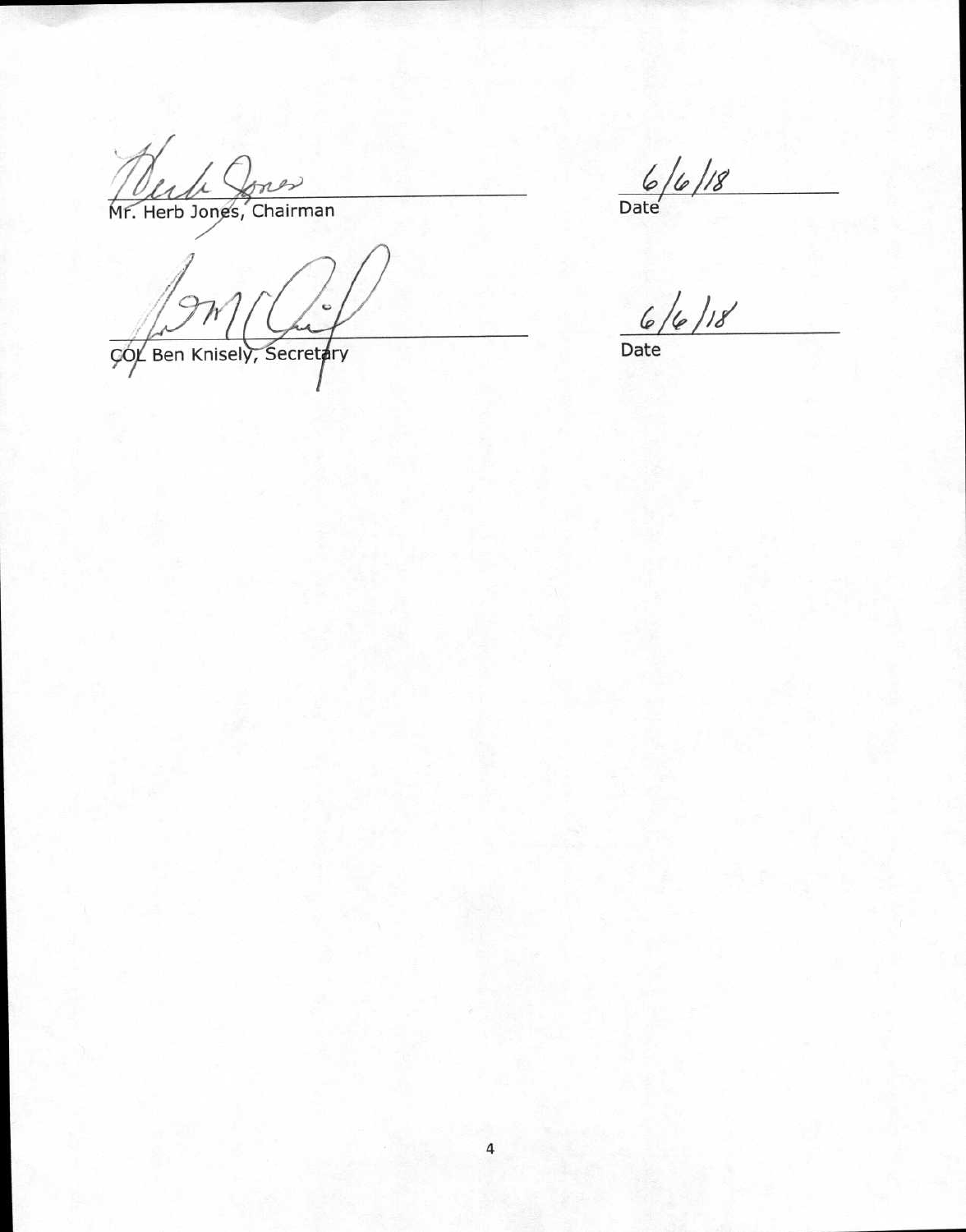Mr. Herb Jones, Chairman | 6/6/18 Date

COL Ben Knisely, Secretary | 6/6/18 Date